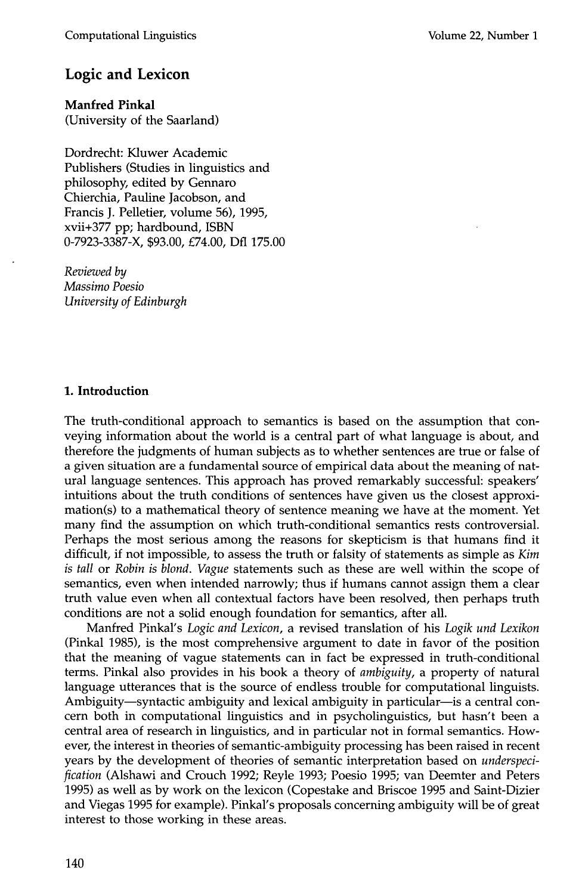# Logic and Lexicon

**Manfred Pinkal**
(University of the Saarland)

Dordrecht: Kluwer Academic Publishers (Studies in linguistics and philosophy, edited by Gennaro Chierchia, Pauline Jacobson, and Francis J. Pelletier, volume 56), 1995, xvii+377 pp; hardbound, ISBN 0-7923-3387-X, $93.00, £74.00, Dfl 175.00

*Reviewed by*
*Massimo Poesio*
*University of Edinburgh*

## 1. Introduction

The truth-conditional approach to semantics is based on the assumption that conveying information about the world is a central part of what language is about, and therefore the judgments of human subjects as to whether sentences are true or false of a given situation are a fundamental source of empirical data about the meaning of natural language sentences. This approach has proved remarkably successful: speakers' intuitions about the truth conditions of sentences have given us the closest approximation(s) to a mathematical theory of sentence meaning we have at the moment. Yet many find the assumption on which truth-conditional semantics rests controversial. Perhaps the most serious among the reasons for skepticism is that humans find it difficult, if not impossible, to assess the truth or falsity of statements as simple as *Kim is tall* or *Robin is blond*. *Vague* statements such as these are well within the scope of semantics, even when intended narrowly; thus if humans cannot assign them a clear truth value even when all contextual factors have been resolved, then perhaps truth conditions are not a solid enough foundation for semantics, after all.

Manfred Pinkal's *Logic and Lexicon*, a revised translation of his *Logik und Lexikon* (Pinkal 1985), is the most comprehensive argument to date in favor of the position that the meaning of vague statements can in fact be expressed in truth-conditional terms. Pinkal also provides in his book a theory of *ambiguity*, a property of natural language utterances that is the source of endless trouble for computational linguists. Ambiguity—syntactic ambiguity and lexical ambiguity in particular—is a central concern both in computational linguistics and in psycholinguistics, but hasn't been a central area of research in linguistics, and in particular not in formal semantics. However, the interest in theories of semantic-ambiguity processing has been raised in recent years by the development of theories of semantic interpretation based on *underspecification* (Alshawi and Crouch 1992; Reyle 1993; Poesio 1995; van Deemter and Peters 1995) as well as by work on the lexicon (Copestake and Briscoe 1995 and Saint-Dizier and Viegas 1995 for example). Pinkal's proposals concerning ambiguity will be of great interest to those working in these areas.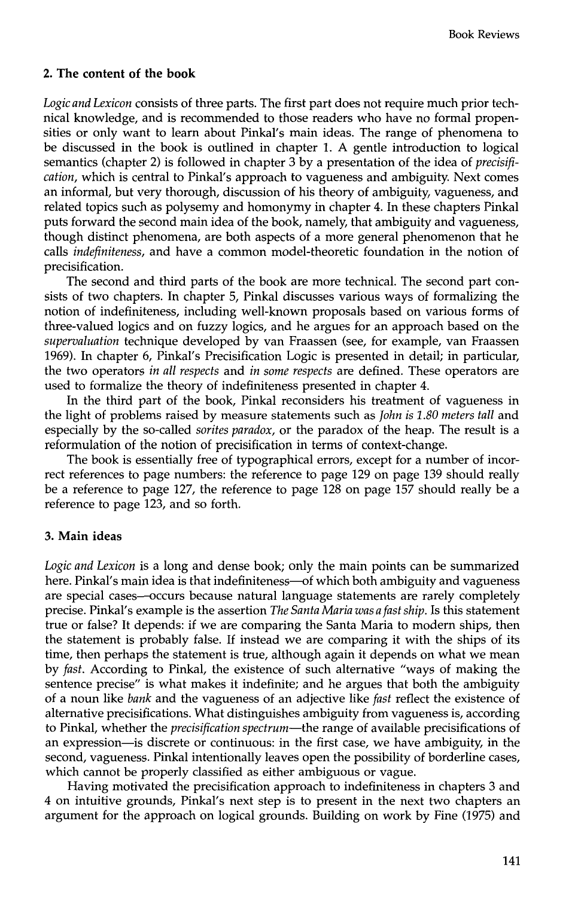## 2. The content of the book

*Logic and Lexicon* consists of three parts. The first part does not require much prior technical knowledge, and is recommended to those readers who have no formal propensities or only want to learn about Pinkal's main ideas. The range of phenomena to be discussed in the book is outlined in chapter 1. A gentle introduction to logical semantics (chapter 2) is followed in chapter 3 by a presentation of the idea of *precisification*, which is central to Pinkal's approach to vagueness and ambiguity. Next comes an informal, but very thorough, discussion of his theory of ambiguity, vagueness, and related topics such as polysemy and homonymy in chapter 4. In these chapters Pinkal puts forward the second main idea of the book, namely, that ambiguity and vagueness, though distinct phenomena, are both aspects of a more general phenomenon that he calls *indefiniteness*, and have a common model-theoretic foundation in the notion of precisification.

The second and third parts of the book are more technical. The second part consists of two chapters. In chapter 5, Pinkal discusses various ways of formalizing the notion of indefiniteness, including well-known proposals based on various forms of three-valued logics and on fuzzy logics, and he argues for an approach based on the *supervaluation* technique developed by van Fraassen (see, for example, van Fraassen 1969). In chapter 6, Pinkal's Precisification Logic is presented in detail; in particular, the two operators *in all respects* and *in some respects* are defined. These operators are used to formalize the theory of indefiniteness presented in chapter 4.

In the third part of the book, Pinkal reconsiders his treatment of vagueness in the light of problems raised by measure statements such as *John is 1.80 meters tall* and especially by the so-called *sorites paradox*, or the paradox of the heap. The result is a reformulation of the notion of precisification in terms of context-change.

The book is essentially free of typographical errors, except for a number of incorrect references to page numbers: the reference to page 129 on page 139 should really be a reference to page 127, the reference to page 128 on page 157 should really be a reference to page 123, and so forth.

## 3. Main ideas

*Logic and Lexicon* is a long and dense book; only the main points can be summarized here. Pinkal's main idea is that indefiniteness—of which both ambiguity and vagueness are special cases—occurs because natural language statements are rarely completely precise. Pinkal's example is the assertion *The Santa Maria was a fast ship*. Is this statement true or false? It depends: if we are comparing the Santa Maria to modern ships, then the statement is probably false. If instead we are comparing it with the ships of its time, then perhaps the statement is true, although again it depends on what we mean by *fast*. According to Pinkal, the existence of such alternative "ways of making the sentence precise" is what makes it indefinite; and he argues that both the ambiguity of a noun like *bank* and the vagueness of an adjective like *fast* reflect the existence of alternative precisifications. What distinguishes ambiguity from vagueness is, according to Pinkal, whether the *precisification spectrum*—the range of available precisifications of an expression—is discrete or continuous: in the first case, we have ambiguity, in the second, vagueness. Pinkal intentionally leaves open the possibility of borderline cases, which cannot be properly classified as either ambiguous or vague.

Having motivated the precisification approach to indefiniteness in chapters 3 and 4 on intuitive grounds, Pinkal's next step is to present in the next two chapters an argument for the approach on logical grounds. Building on work by Fine (1975) and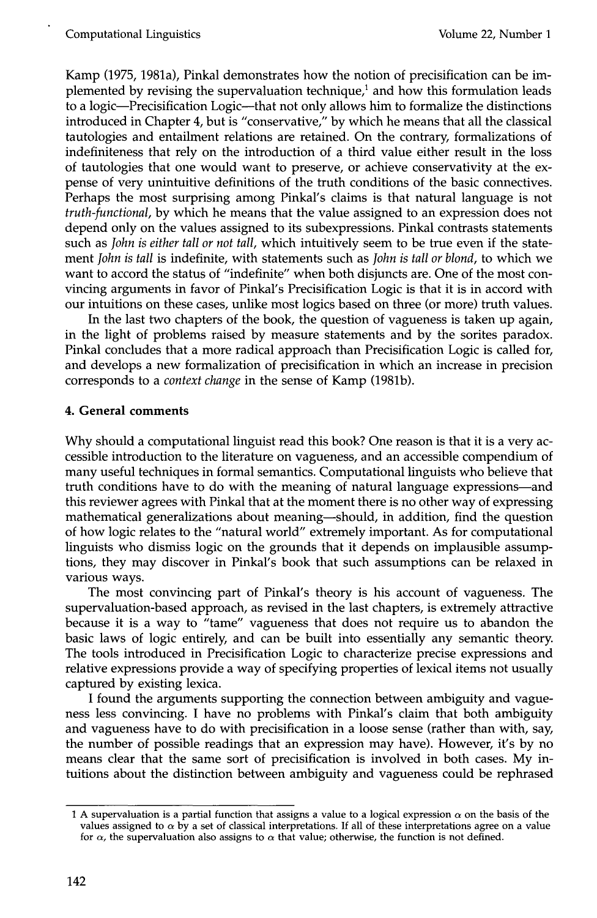Kamp (1975, 1981a), Pinkal demonstrates how the notion of precisification can be implemented by revising the supervaluation technique,[1] and how this formulation leads to a logic—Precisification Logic—that not only allows him to formalize the distinctions introduced in Chapter 4, but is "conservative," by which he means that all the classical tautologies and entailment relations are retained. On the contrary, formalizations of indefiniteness that rely on the introduction of a third value either result in the loss of tautologies that one would want to preserve, or achieve conservativity at the expense of very unintuitive definitions of the truth conditions of the basic connectives. Perhaps the most surprising among Pinkal's claims is that natural language is not *truth-functional*, by which he means that the value assigned to an expression does not depend only on the values assigned to its subexpressions. Pinkal contrasts statements such as *John is either tall or not tall*, which intuitively seem to be true even if the statement *John is tall* is indefinite, with statements such as *John is tall or blond*, to which we want to accord the status of "indefinite" when both disjuncts are. One of the most convincing arguments in favor of Pinkal's Precisification Logic is that it is in accord with our intuitions on these cases, unlike most logics based on three (or more) truth values.

In the last two chapters of the book, the question of vagueness is taken up again, in the light of problems raised by measure statements and by the sorites paradox. Pinkal concludes that a more radical approach than Precisification Logic is called for, and develops a new formalization of precisification in which an increase in precision corresponds to a *context change* in the sense of Kamp (1981b).

## 4. General comments

Why should a computational linguist read this book? One reason is that it is a very accessible introduction to the literature on vagueness, and an accessible compendium of many useful techniques in formal semantics. Computational linguists who believe that truth conditions have to do with the meaning of natural language expressions—and this reviewer agrees with Pinkal that at the moment there is no other way of expressing mathematical generalizations about meaning—should, in addition, find the question of how logic relates to the "natural world" extremely important. As for computational linguists who dismiss logic on the grounds that it depends on implausible assumptions, they may discover in Pinkal's book that such assumptions can be relaxed in various ways.

The most convincing part of Pinkal's theory is his account of vagueness. The supervaluation-based approach, as revised in the last chapters, is extremely attractive because it is a way to "tame" vagueness that does not require us to abandon the basic laws of logic entirely, and can be built into essentially any semantic theory. The tools introduced in Precisification Logic to characterize precise expressions and relative expressions provide a way of specifying properties of lexical items not usually captured by existing lexica.

I found the arguments supporting the connection between ambiguity and vagueness less convincing. I have no problems with Pinkal's claim that both ambiguity and vagueness have to do with precisification in a loose sense (rather than with, say, the number of possible readings that an expression may have). However, it's by no means clear that the same sort of precisification is involved in both cases. My intuitions about the distinction between ambiguity and vagueness could be rephrased

---

[1] A supervaluation is a partial function that assigns a value to a logical expression $\alpha$ on the basis of the values assigned to $\alpha$ by a set of classical interpretations. If all of these interpretations agree on a value for $\alpha$, the supervaluation also assigns to $\alpha$ that value; otherwise, the function is not defined.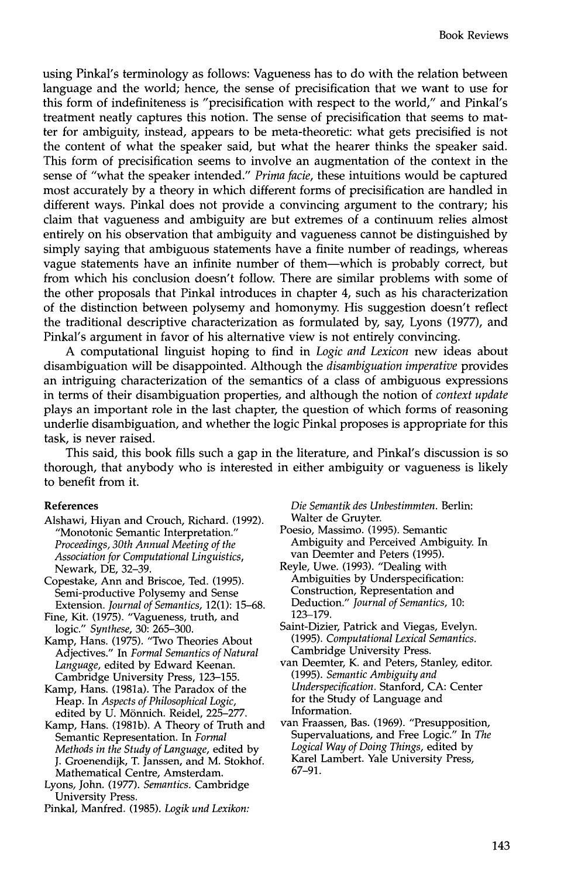using Pinkal's terminology as follows: Vagueness has to do with the relation between language and the world; hence, the sense of precisification that we want to use for this form of indefiniteness is "precisification with respect to the world," and Pinkal's treatment neatly captures this notion. The sense of precisification that seems to matter for ambiguity, instead, appears to be meta-theoretic: what gets precisified is not the content of what the speaker said, but what the hearer thinks the speaker said. This form of precisification seems to involve an augmentation of the context in the sense of "what the speaker intended." *Prima facie*, these intuitions would be captured most accurately by a theory in which different forms of precisification are handled in different ways. Pinkal does not provide a convincing argument to the contrary; his claim that vagueness and ambiguity are but extremes of a continuum relies almost entirely on his observation that ambiguity and vagueness cannot be distinguished by simply saying that ambiguous statements have a finite number of readings, whereas vague statements have an infinite number of them—which is probably correct, but from which his conclusion doesn't follow. There are similar problems with some of the other proposals that Pinkal introduces in chapter 4, such as his characterization of the distinction between polysemy and homonymy. His suggestion doesn't reflect the traditional descriptive characterization as formulated by, say, Lyons (1977), and Pinkal's argument in favor of his alternative view is not entirely convincing.

A computational linguist hoping to find in *Logic and Lexicon* new ideas about disambiguation will be disappointed. Although the *disambiguation imperative* provides an intriguing characterization of the semantics of a class of ambiguous expressions in terms of their disambiguation properties, and although the notion of *context update* plays an important role in the last chapter, the question of which forms of reasoning underlie disambiguation, and whether the logic Pinkal proposes is appropriate for this task, is never raised.

This said, this book fills such a gap in the literature, and Pinkal's discussion is so thorough, that anybody who is interested in either ambiguity or vagueness is likely to benefit from it.

**References**

Alshawi, Hiyan and Crouch, Richard. (1992). "Monotonic Semantic Interpretation." *Proceedings, 30th Annual Meeting of the Association for Computational Linguistics*, Newark, DE, 32–39.

Copestake, Ann and Briscoe, Ted. (1995). Semi-productive Polysemy and Sense Extension. *Journal of Semantics*, 12(1): 15–68.

Fine, Kit. (1975). "Vagueness, truth, and logic." *Synthese*, 30: 265–300.

Kamp, Hans. (1975). "Two Theories About Adjectives." In *Formal Semantics of Natural Language*, edited by Edward Keenan. Cambridge University Press, 123–155.

Kamp, Hans. (1981a). The Paradox of the Heap. In *Aspects of Philosophical Logic*, edited by U. Mönnich. Reidel, 225–277.

Kamp, Hans. (1981b). A Theory of Truth and Semantic Representation. In *Formal Methods in the Study of Language*, edited by J. Groenendijk, T. Janssen, and M. Stokhof. Mathematical Centre, Amsterdam.

Lyons, John. (1977). *Semantics*. Cambridge University Press.

Pinkal, Manfred. (1985). *Logik und Lexikon: Die Semantik des Unbestimmten*. Berlin: Walter de Gruyter.

Poesio, Massimo. (1995). Semantic Ambiguity and Perceived Ambiguity. In van Deemter and Peters (1995).

Reyle, Uwe. (1993). "Dealing with Ambiguities by Underspecification: Construction, Representation and Deduction." *Journal of Semantics*, 10: 123–179.

Saint-Dizier, Patrick and Viegas, Evelyn. (1995). *Computational Lexical Semantics*. Cambridge University Press.

van Deemter, K. and Peters, Stanley, editor. (1995). *Semantic Ambiguity and Underspecification*. Stanford, CA: Center for the Study of Language and Information.

van Fraassen, Bas. (1969). "Presupposition, Supervaluations, and Free Logic." In *The Logical Way of Doing Things*, edited by Karel Lambert. Yale University Press, 67–91.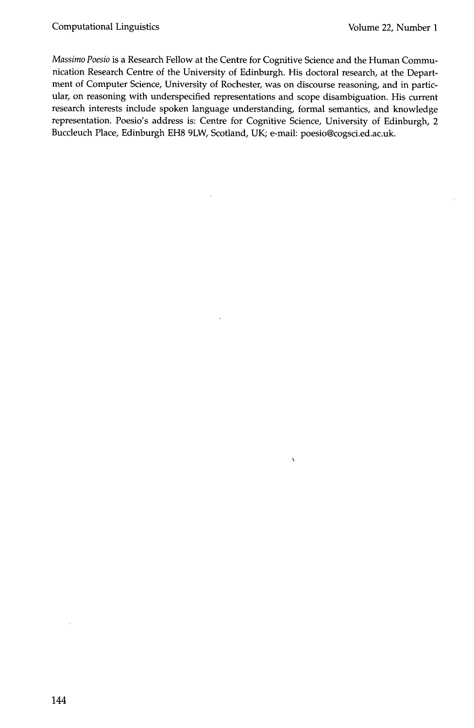*Massimo Poesio* is a Research Fellow at the Centre for Cognitive Science and the Human Communication Research Centre of the University of Edinburgh. His doctoral research, at the Department of Computer Science, University of Rochester, was on discourse reasoning, and in particular, on reasoning with underspecified representations and scope disambiguation. His current research interests include spoken language understanding, formal semantics, and knowledge representation. Poesio's address is: Centre for Cognitive Science, University of Edinburgh, 2 Buccleuch Place, Edinburgh EH8 9LW, Scotland, UK; e-mail: poesio@cogsci.ed.ac.uk.